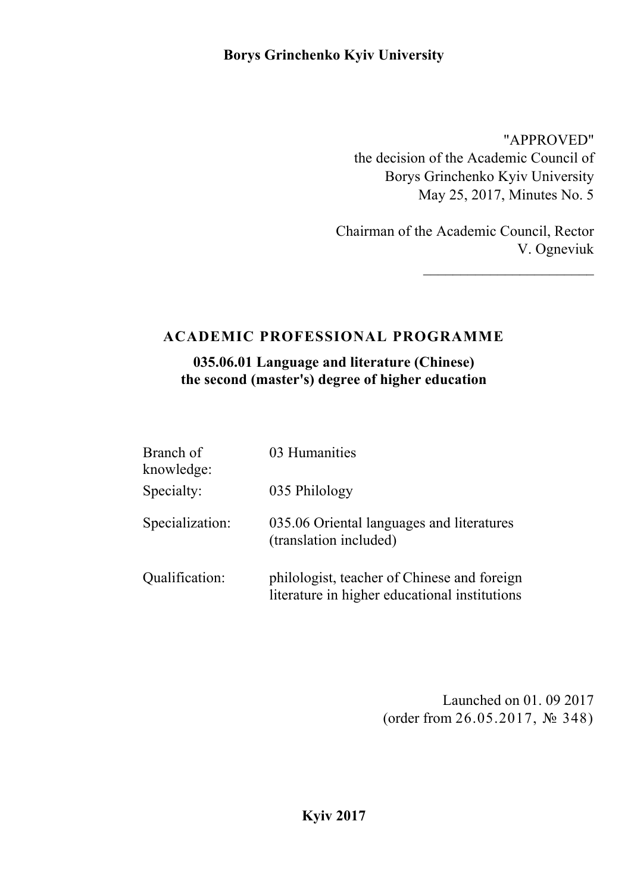**Borys Grinchenko Kyiv University**

"APPROVED"
the decision of the Academic Council of
Borys Grinchenko Kyiv University
May 25, 2017, Minutes No. 5

Chairman of the Academic Council, Rector
V. Ogneviuk
_______________________

# ACADEMIC PROFESSIONAL PROGRAMME

## 035.06.01 Language and literature (Chinese) the second (master's) degree of higher education

| | |
|---|---|
| Branch of knowledge: | 03 Humanities |
| Specialty: | 035 Philology |
| Specialization: | 035.06 Oriental languages and literatures (translation included) |
| Qualification: | philologist, teacher of Chinese and foreign literature in higher educational institutions |

Launched on 01. 09 2017
(order from 26.05.2017, № 348)

**Kyiv 2017**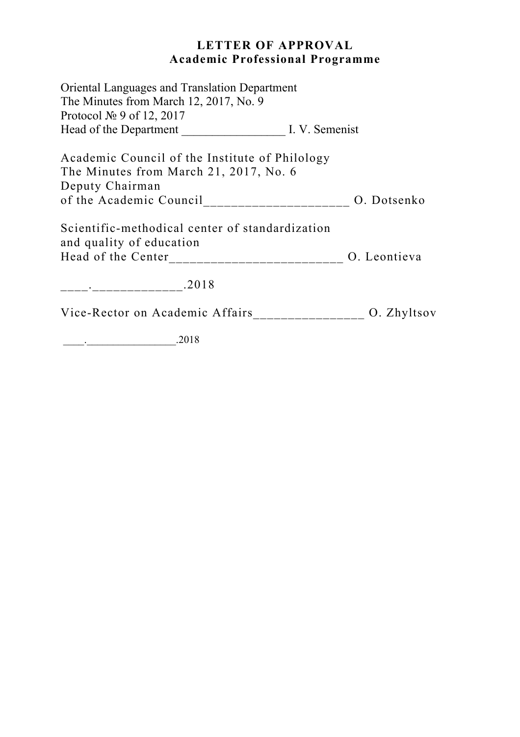**LETTER OF APPROVAL**
**Academic Professional Programme**

Oriental Languages and Translation Department
The Minutes from March 12, 2017, No. 9
Protocol № 9 of 12, 2017
Head of the Department ________________ I. V. Semenist

Academic Council of the Institute of Philology
The Minutes from March 21, 2017, No. 6
Deputy Chairman
of the Academic Council____________________ O. Dotsenko

Scientific-methodical center of standardization
and quality of education
Head of the Center________________________ O. Leontieva

____.____________.2018

Vice-Rector on Academic Affairs_______________ O. Zhyltsov

____._______________.2018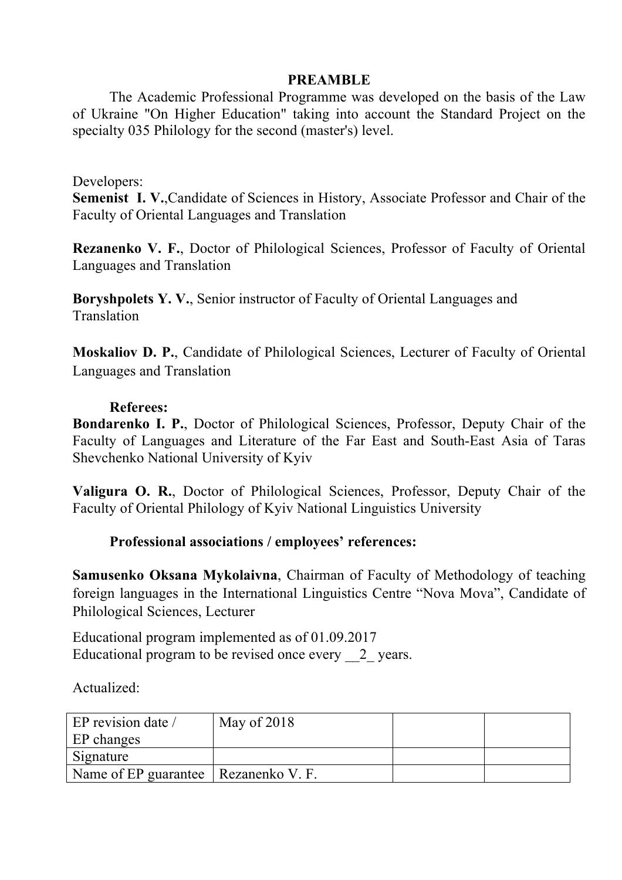# PREAMBLE

The Academic Professional Programme was developed on the basis of the Law of Ukraine "On Higher Education" taking into account the Standard Project on the specialty 035 Philology for the second (master's) level.

Developers:

**Semenist I. V.**,Candidate of Sciences in History, Associate Professor and Chair of the Faculty of Oriental Languages and Translation

**Rezanenko V. F.**, Doctor of Philological Sciences, Professor of Faculty of Oriental Languages and Translation

**Boryshpolets Y. V.**, Senior instructor of Faculty of Oriental Languages and Translation

**Moskaliov D. P.**, Candidate of Philological Sciences, Lecturer of Faculty of Oriental Languages and Translation

**Referees:**

**Bondarenko I. P.**, Doctor of Philological Sciences, Professor, Deputy Chair of the Faculty of Languages and Literature of the Far East and South-East Asia of Taras Shevchenko National University of Kyiv

**Valigura O. R.**, Doctor of Philological Sciences, Professor, Deputy Chair of the Faculty of Oriental Philology of Kyiv National Linguistics University

**Professional associations / employees' references:**

**Samusenko Oksana Mykolaivna**, Chairman of Faculty of Methodology of teaching foreign languages in the International Linguistics Centre "Nova Mova", Candidate of Philological Sciences, Lecturer

Educational program implemented as of 01.09.2017
Educational program to be revised once every __2_ years.

Actualized:

| EP revision date / EP changes | May of 2018 | | |
|---|---|---|---|
| Signature | | | |
| Name of EP guarantee | Rezanenko V. F. | | |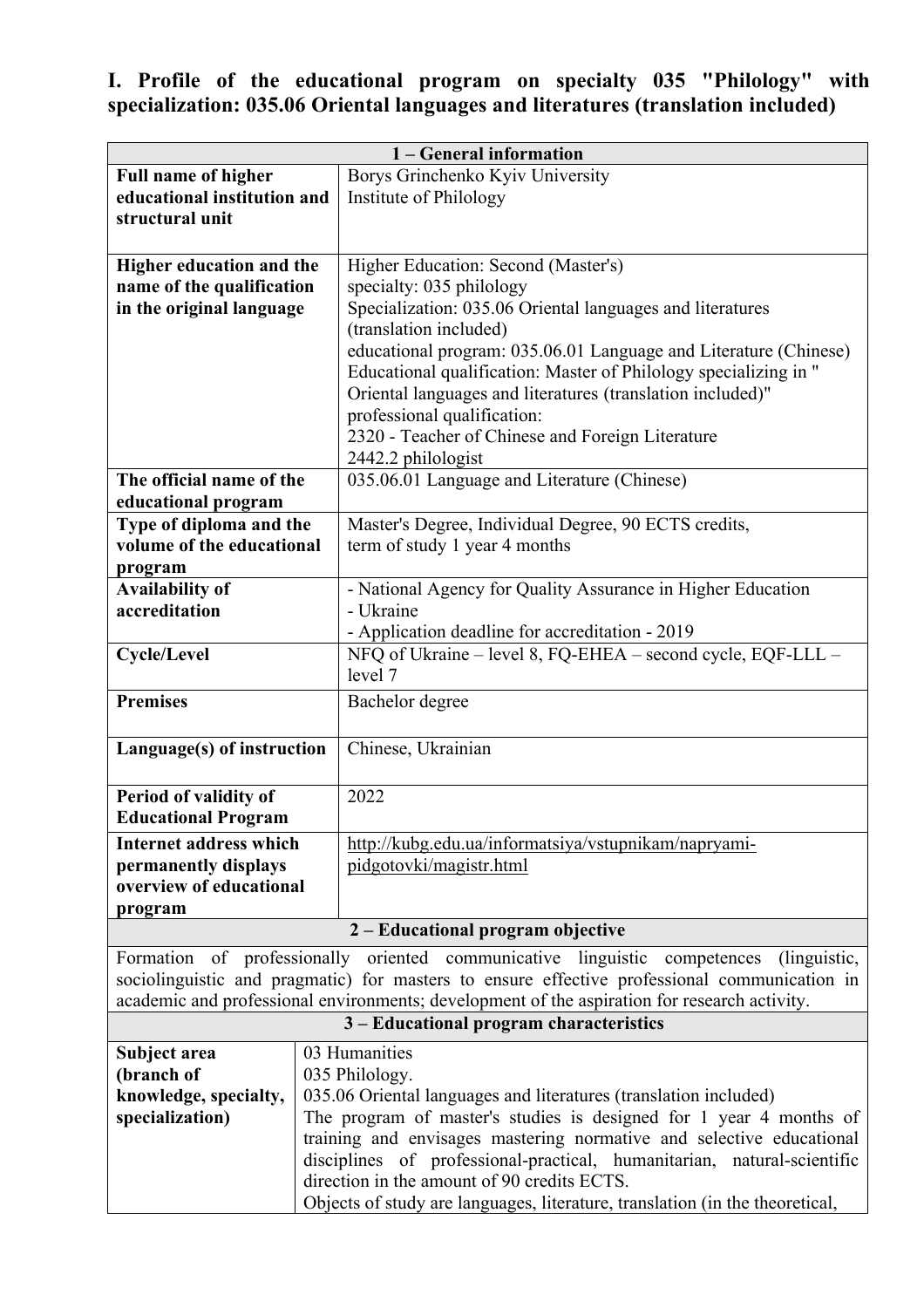# I. Profile of the educational program on specialty 035 "Philology" with specialization: 035.06 Oriental languages and literatures (translation included)

| 1 – General information | |
|---|---|
| **Full name of higher educational institution and structural unit** | Borys Grinchenko Kyiv University<br>Institute of Philology |
| **Higher education and the name of the qualification in the original language** | Higher Education: Second (Master's)<br>specialty: 035 philology<br>Specialization: 035.06 Oriental languages and literatures (translation included)<br>educational program: 035.06.01 Language and Literature (Chinese)<br>Educational qualification: Master of Philology specializing in " Oriental languages and literatures (translation included)"<br>professional qualification:<br>2320 - Teacher of Chinese and Foreign Literature<br>2442.2 philologist |
| **The official name of the educational program** | 035.06.01 Language and Literature (Chinese) |
| **Type of diploma and the volume of the educational program** | Master's Degree, Individual Degree, 90 ECTS credits,<br>term of study 1 year 4 months |
| **Availability of accreditation** | - National Agency for Quality Assurance in Higher Education<br>- Ukraine<br>- Application deadline for accreditation - 2019 |
| **Cycle/Level** | NFQ of Ukraine – level 8, FQ-EHEA – second cycle, EQF-LLL – level 7 |
| **Premises** | Bachelor degree |
| **Language(s) of instruction** | Chinese, Ukrainian |
| **Period of validity of Educational Program** | 2022 |
| **Internet address which permanently displays overview of educational program** | http://kubg.edu.ua/informatsiya/vstupnikam/napryami-pidgotovki/magistr.html |
| **2 – Educational program objective** | |
| Formation of professionally oriented communicative linguistic competences (linguistic, sociolinguistic and pragmatic) for masters to ensure effective professional communication in academic and professional environments; development of the aspiration for research activity. | |
| **3 – Educational program characteristics** | |
| **Subject area (branch of knowledge, specialty, specialization)** | 03 Humanities<br>035 Philology.<br>035.06 Oriental languages and literatures (translation included)<br>The program of master's studies is designed for 1 year 4 months of training and envisages mastering normative and selective educational disciplines of professional-practical, humanitarian, natural-scientific direction in the amount of 90 credits ECTS.<br>Objects of study are languages, literature, translation (in the theoretical, |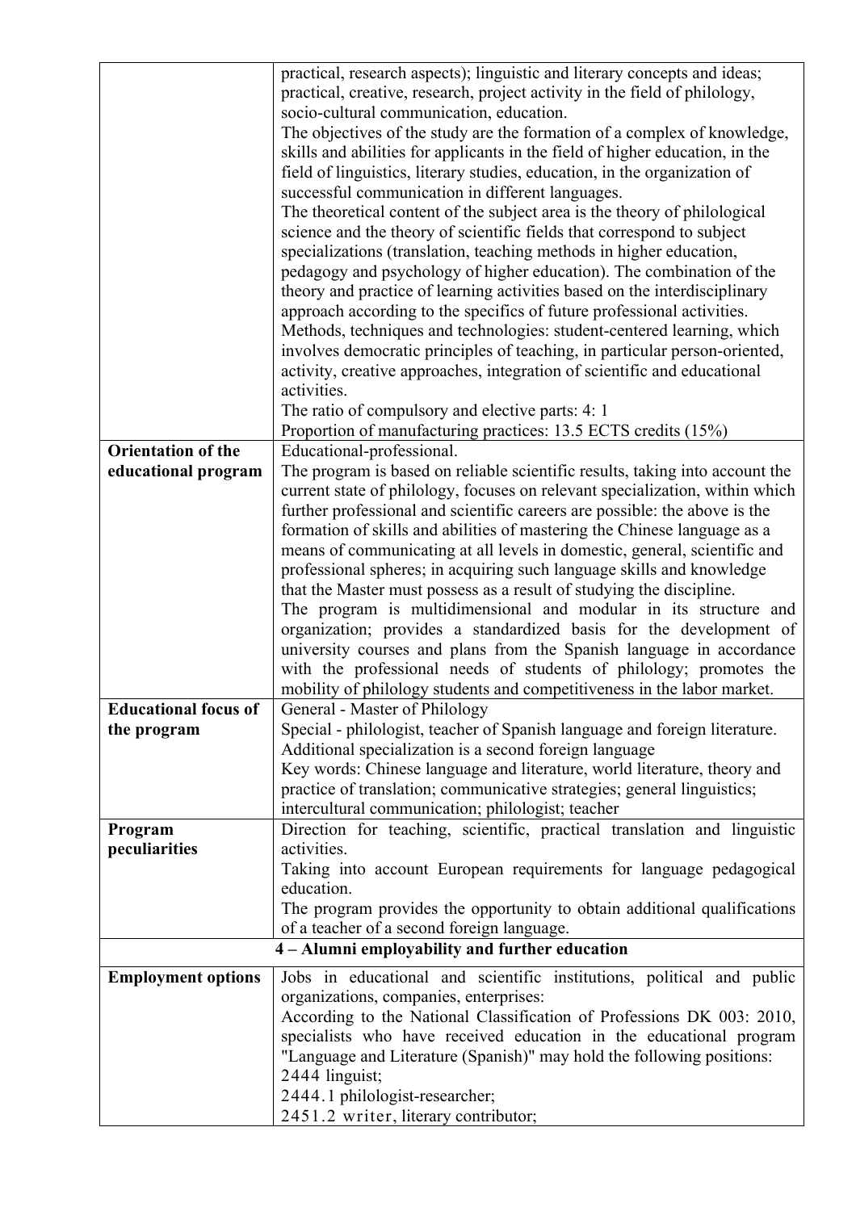|  |  |
|---|---|
|  | practical, research aspects); linguistic and literary concepts and ideas; practical, creative, research, project activity in the field of philology, socio-cultural communication, education.<br>The objectives of the study are the formation of a complex of knowledge, skills and abilities for applicants in the field of higher education, in the field of linguistics, literary studies, education, in the organization of successful communication in different languages.<br>The theoretical content of the subject area is the theory of philological science and the theory of scientific fields that correspond to subject specializations (translation, teaching methods in higher education, pedagogy and psychology of higher education). The combination of the theory and practice of learning activities based on the interdisciplinary approach according to the specifics of future professional activities.<br>Methods, techniques and technologies: student-centered learning, which involves democratic principles of teaching, in particular person-oriented, activity, creative approaches, integration of scientific and educational activities.<br>The ratio of compulsory and elective parts: 4: 1<br>Proportion of manufacturing practices: 13.5 ECTS credits (15%) |
| **Orientation of the educational program** | Educational-professional.<br>The program is based on reliable scientific results, taking into account the current state of philology, focuses on relevant specialization, within which further professional and scientific careers are possible: the above is the formation of skills and abilities of mastering the Chinese language as a means of communicating at all levels in domestic, general, scientific and professional spheres; in acquiring such language skills and knowledge that the Master must possess as a result of studying the discipline.<br>The program is multidimensional and modular in its structure and organization; provides a standardized basis for the development of university courses and plans from the Spanish language in accordance with the professional needs of students of philology; promotes the mobility of philology students and competitiveness in the labor market. |
| **Educational focus of the program** | General - Master of Philology<br>Special - philologist, teacher of Spanish language and foreign literature. Additional specialization is a second foreign language<br>Key words: Chinese language and literature, world literature, theory and practice of translation; communicative strategies; general linguistics; intercultural communication; philologist; teacher |
| **Program peculiarities** | Direction for teaching, scientific, practical translation and linguistic activities.<br>Taking into account European requirements for language pedagogical education.<br>The program provides the opportunity to obtain additional qualifications of a teacher of a second foreign language. |
| **4 – Alumni employability and further education** |  |
| **Employment options** | Jobs in educational and scientific institutions, political and public organizations, companies, enterprises:<br>According to the National Classification of Professions DK 003: 2010, specialists who have received education in the educational program "Language and Literature (Spanish)" may hold the following positions:<br>2444 linguist;<br>2444.1 philologist-researcher;<br>2451.2 writer, literary contributor; |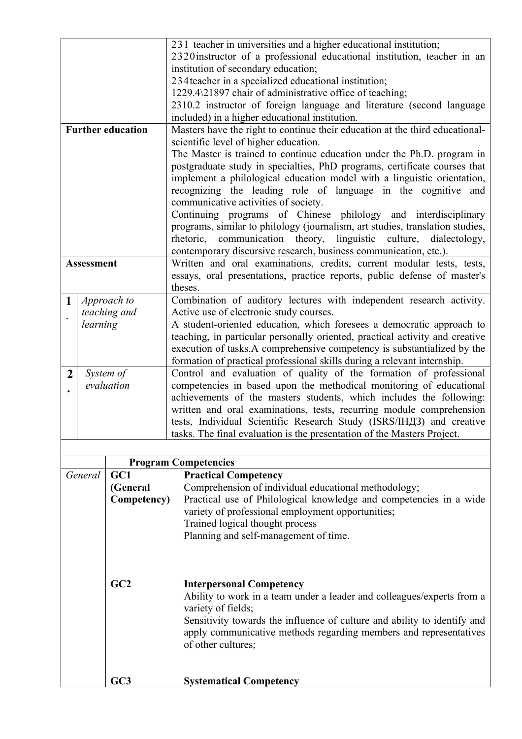| | | |
|---|---|---|
| | | 231 teacher in universities and a higher educational institution;<br>2320instructor of a professional educational institution, teacher in an institution of secondary education;<br>234teacher in a specialized educational institution;<br>1229.4\21897 chair of administrative office of teaching;<br>2310.2 instructor of foreign language and literature (second language included) in a higher educational institution. |
| **Further education** | | Masters have the right to continue their education at the third educational-scientific level of higher education.<br>The Master is trained to continue education under the Ph.D. program in postgraduate study in specialties, PhD programs, certificate courses that implement a philological education model with a linguistic orientation, recognizing the leading role of language in the cognitive and communicative activities of society.<br>Continuing programs of Chinese philology and interdisciplinary programs, similar to philology (journalism, art studies, translation studies, rhetoric, communication theory, linguistic culture, dialectology, contemporary discursive research, business communication, etc.). |
| **Assessment** | | Written and oral examinations, credits, current modular tests, tests, essays, oral presentations, practice reports, public defense of master's theses. |
| **1.** | *Approach to teaching and learning* | Combination of auditory lectures with independent research activity. Active use of electronic study courses.<br>A student-oriented education, which foresees a democratic approach to teaching, in particular personally oriented, practical activity and creative execution of tasks.A comprehensive competency is substantialized by the formation of practical professional skills during a relevant internship. |
| **2.** | *System of evaluation* | Control and evaluation of quality of the formation of professional competencies in based upon the methodical monitoring of educational achievements of the masters students, which includes the following: written and oral examinations, tests, recurring module comprehension tests, Individual Scientific Research Study (ISRS/ІНДЗ) and creative tasks. The final evaluation is the presentation of the Masters Project. |

| | **Program Competencies** | |
|---|---|---|
| *General* | **GC1 (General Competency)** | **Practical Competency**<br>Comprehension of individual educational methodology;<br>Practical use of Philological knowledge and competencies in a wide variety of professional employment opportunities;<br>Trained logical thought process<br>Planning and self-management of time. |
| | **GC2** | **Interpersonal Competency**<br>Ability to work in a team under a leader and colleagues/experts from a variety of fields;<br>Sensitivity towards the influence of culture and ability to identify and apply communicative methods regarding members and representatives of other cultures; |
| | **GC3** | **Systematical Competency** |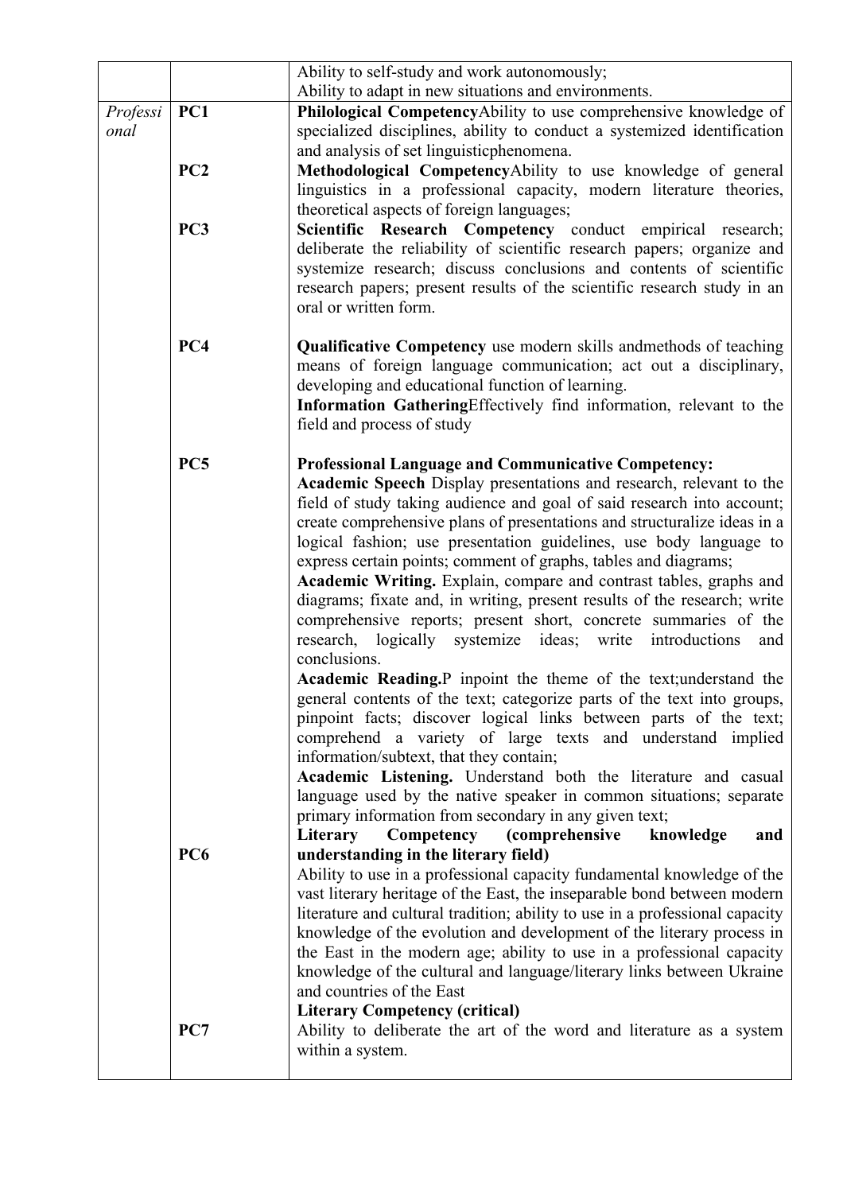| | | |
|---|---|---|
| | | Ability to self-study and work autonomously;<br>Ability to adapt in new situations and environments. |
| *Professional* | **PC1** | **Philological Competency**Ability to use comprehensive knowledge of specialized disciplines, ability to conduct a systemized identification and analysis of set linguisticphenomena. |
| | **PC2** | **Methodological Competency**Ability to use knowledge of general linguistics in a professional capacity, modern literature theories, theoretical aspects of foreign languages; |
| | **PC3** | **Scientific Research Competency** conduct empirical research; deliberate the reliability of scientific research papers; organize and systemize research; discuss conclusions and contents of scientific research papers; present results of the scientific research study in an oral or written form. |
| | **PC4** | **Qualificative Competency** use modern skills andmethods of teaching means of foreign language communication; act out a disciplinary, developing and educational function of learning.<br>**Information Gathering**Effectively find information, relevant to the field and process of study |
| | **PC5** | **Professional Language and Communicative Competency:**<br>**Academic Speech** Display presentations and research, relevant to the field of study taking audience and goal of said research into account; create comprehensive plans of presentations and structuralize ideas in a logical fashion; use presentation guidelines, use body language to express certain points; comment of graphs, tables and diagrams;<br>**Academic Writing.** Explain, compare and contrast tables, graphs and diagrams; fixate and, in writing, present results of the research; write comprehensive reports; present short, concrete summaries of the research, logically systemize ideas; write introductions and conclusions.<br>**Academic Reading.**P inpoint the theme of the text;understand the general contents of the text; categorize parts of the text into groups, pinpoint facts; discover logical links between parts of the text; comprehend a variety of large texts and understand implied information/subtext, that they contain;<br>**Academic Listening.** Understand both the literature and casual language used by the native speaker in common situations; separate primary information from secondary in any given text; |
| | **PC6** | **Literary Competency (comprehensive knowledge and understanding in the literary field)**<br>Ability to use in a professional capacity fundamental knowledge of the vast literary heritage of the East, the inseparable bond between modern literature and cultural tradition; ability to use in a professional capacity knowledge of the evolution and development of the literary process in the East in the modern age; ability to use in a professional capacity knowledge of the cultural and language/literary links between Ukraine and countries of the East |
| | **PC7** | **Literary Competency (critical)**<br>Ability to deliberate the art of the word and literature as a system within a system. |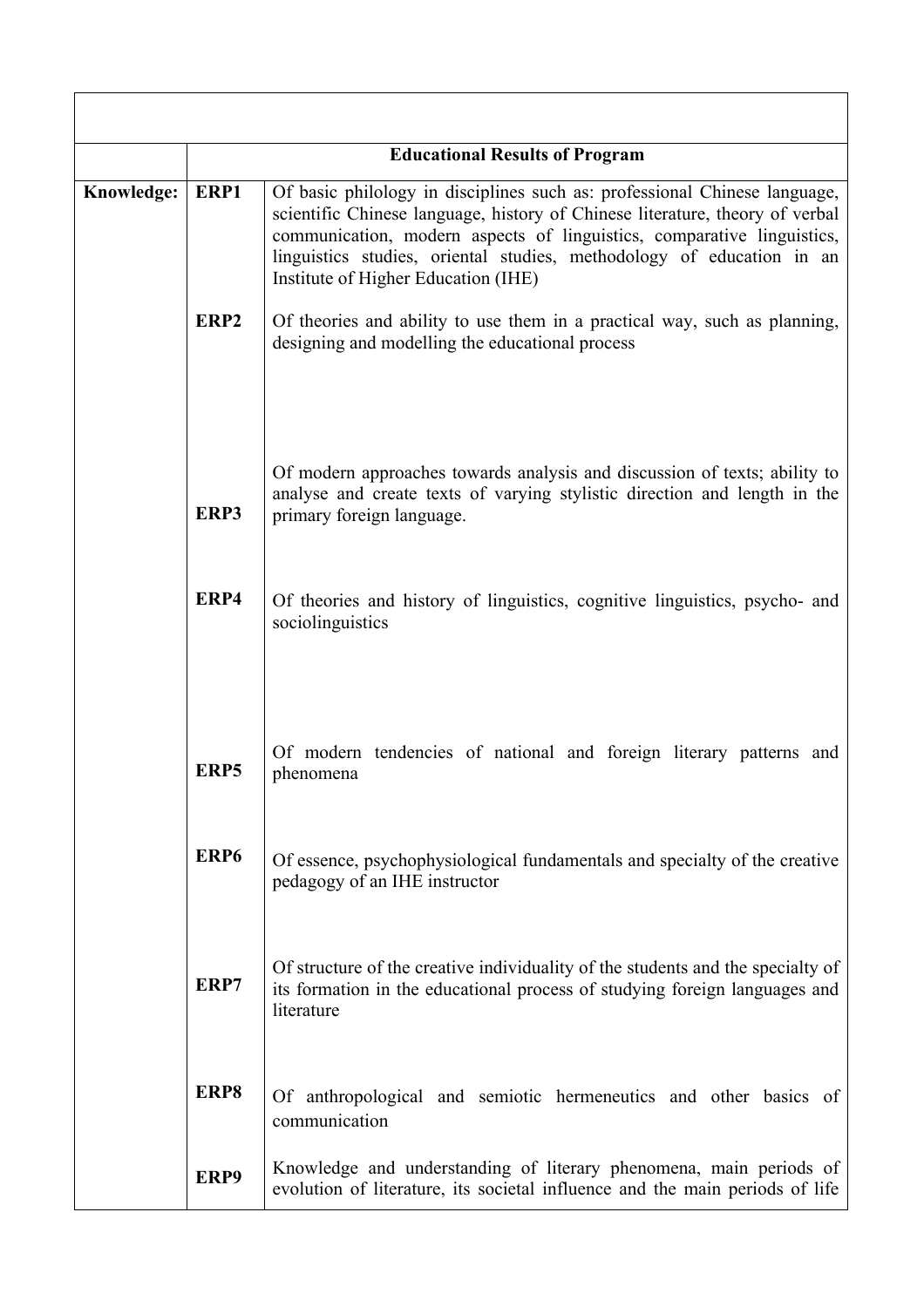| | | |
|---|---|---|
| | **Educational Results of Program** | |
| **Knowledge:** | **ERP1** | Of basic philology in disciplines such as: professional Chinese language, scientific Chinese language, history of Chinese literature, theory of verbal communication, modern aspects of linguistics, comparative linguistics, linguistics studies, oriental studies, methodology of education in an Institute of Higher Education (IHE) |
| | **ERP2** | Of theories and ability to use them in a practical way, such as planning, designing and modelling the educational process |
| | **ERP3** | Of modern approaches towards analysis and discussion of texts; ability to analyse and create texts of varying stylistic direction and length in the primary foreign language. |
| | **ERP4** | Of theories and history of linguistics, cognitive linguistics, psycho- and sociolinguistics |
| | **ERP5** | Of modern tendencies of national and foreign literary patterns and phenomena |
| | **ERP6** | Of essence, psychophysiological fundamentals and specialty of the creative pedagogy of an IHE instructor |
| | **ERP7** | Of structure of the creative individuality of the students and the specialty of its formation in the educational process of studying foreign languages and literature |
| | **ERP8** | Of anthropological and semiotic hermeneutics and other basics of communication |
| | **ERP9** | Knowledge and understanding of literary phenomena, main periods of evolution of literature, its societal influence and the main periods of life |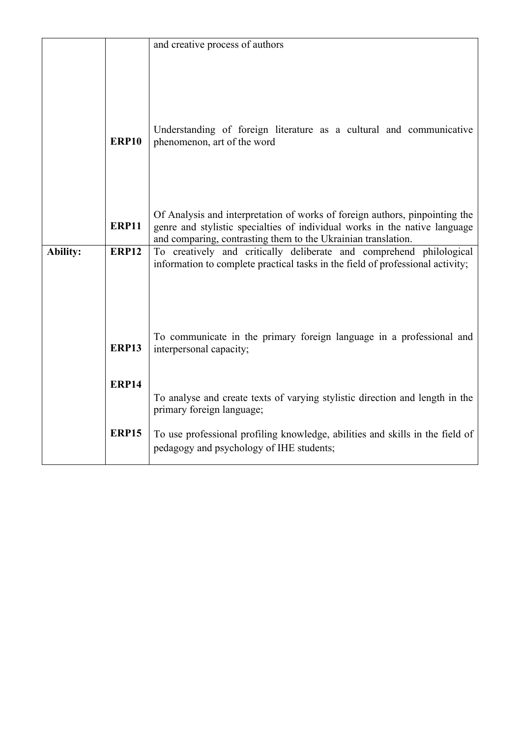|  |  |  |
|---|---|---|
|  |  | and creative process of authors |
|  | **ERP10** | Understanding of foreign literature as a cultural and communicative phenomenon, art of the word |
|  | **ERP11** | Of Analysis and interpretation of works of foreign authors, pinpointing the genre and stylistic specialties of individual works in the native language and comparing, contrasting them to the Ukrainian translation. |
| **Ability:** | **ERP12** | To creatively and critically deliberate and comprehend philological information to complete practical tasks in the field of professional activity; |
|  | **ERP13** | To communicate in the primary foreign language in a professional and interpersonal capacity; |
|  | **ERP14** | To analyse and create texts of varying stylistic direction and length in the primary foreign language; |
|  | **ERP15** | To use professional profiling knowledge, abilities and skills in the field of pedagogy and psychology of IHE students; |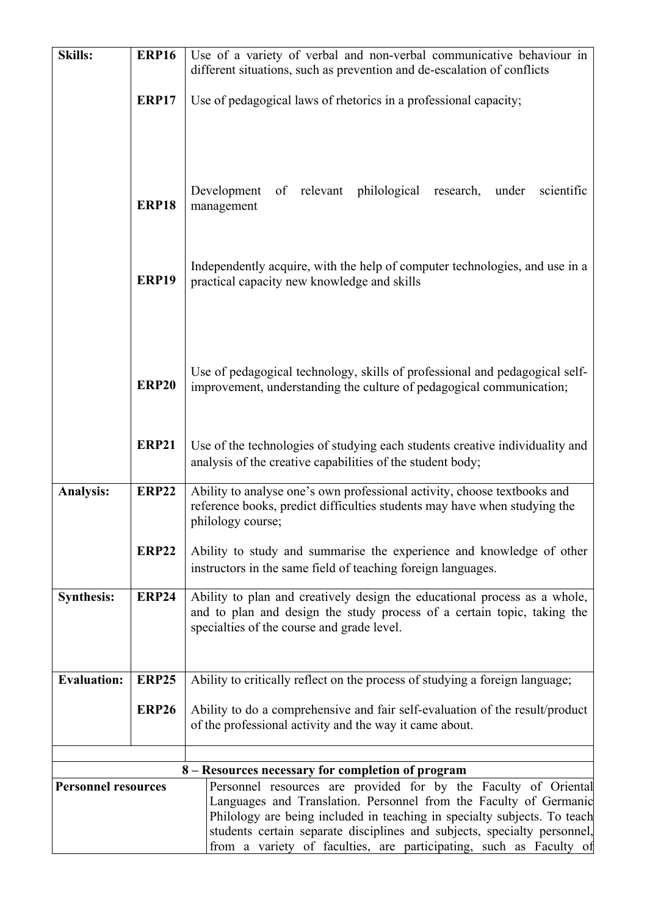| | | |
|---|---|---|
| **Skills:** | **ERP16** | Use of a variety of verbal and non-verbal communicative behaviour in different situations, such as prevention and de-escalation of conflicts |
| | **ERP17** | Use of pedagogical laws of rhetorics in a professional capacity; |
| | **ERP18** | Development of relevant philological research, under scientific management |
| | **ERP19** | Independently acquire, with the help of computer technologies, and use in a practical capacity new knowledge and skills |
| | **ERP20** | Use of pedagogical technology, skills of professional and pedagogical self-improvement, understanding the culture of pedagogical communication; |
| | **ERP21** | Use of the technologies of studying each students creative individuality and analysis of the creative capabilities of the student body; |
| **Analysis:** | **ERP22** | Ability to analyse one's own professional activity, choose textbooks and reference books, predict difficulties students may have when studying the philology course; |
| | **ERP22** | Ability to study and summarise the experience and knowledge of other instructors in the same field of teaching foreign languages. |
| **Synthesis:** | **ERP24** | Ability to plan and creatively design the educational process as a whole, and to plan and design the study process of a certain topic, taking the specialties of the course and grade level. |
| **Evaluation:** | **ERP25** | Ability to critically reflect on the process of studying a foreign language; |
| | **ERP26** | Ability to do a comprehensive and fair self-evaluation of the result/product of the professional activity and the way it came about. |

**8 – Resources necessary for completion of program**

| | |
|---|---|
| **Personnel resources** | Personnel resources are provided for by the Faculty of Oriental Languages and Translation. Personnel from the Faculty of Germanic Philology are being included in teaching in specialty subjects. To teach students certain separate disciplines and subjects, specialty personnel, from a variety of faculties, are participating, such as Faculty of |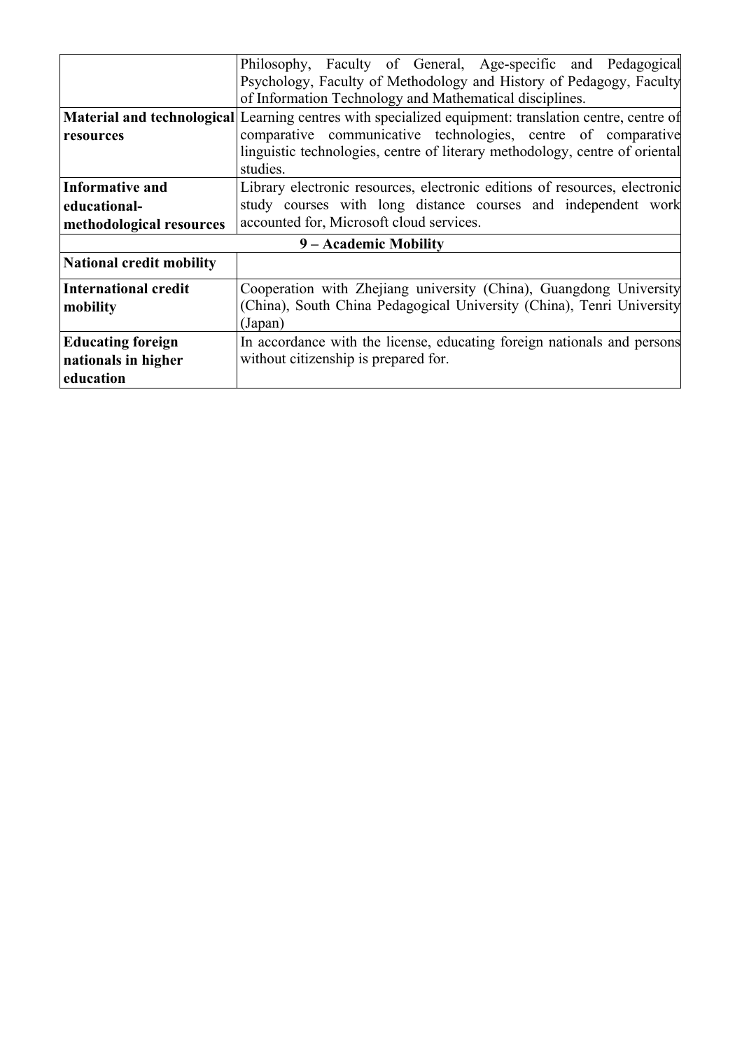|  |  |
|---|---|
|  | Philosophy, Faculty of General, Age-specific and Pedagogical Psychology, Faculty of Methodology and History of Pedagogy, Faculty of Information Technology and Mathematical disciplines. |
| **Material and technological resources** | Learning centres with specialized equipment: translation centre, centre of comparative communicative technologies, centre of comparative linguistic technologies, centre of literary methodology, centre of oriental studies. |
| **Informative and educational-methodological resources** | Library electronic resources, electronic editions of resources, electronic study courses with long distance courses and independent work accounted for, Microsoft cloud services. |
| **9 – Academic Mobility** |  |
| **National credit mobility** |  |
| **International credit mobility** | Cooperation with Zhejiang university (China), Guangdong University (China), South China Pedagogical University (China), Tenri University (Japan) |
| **Educating foreign nationals in higher education** | In accordance with the license, educating foreign nationals and persons without citizenship is prepared for. |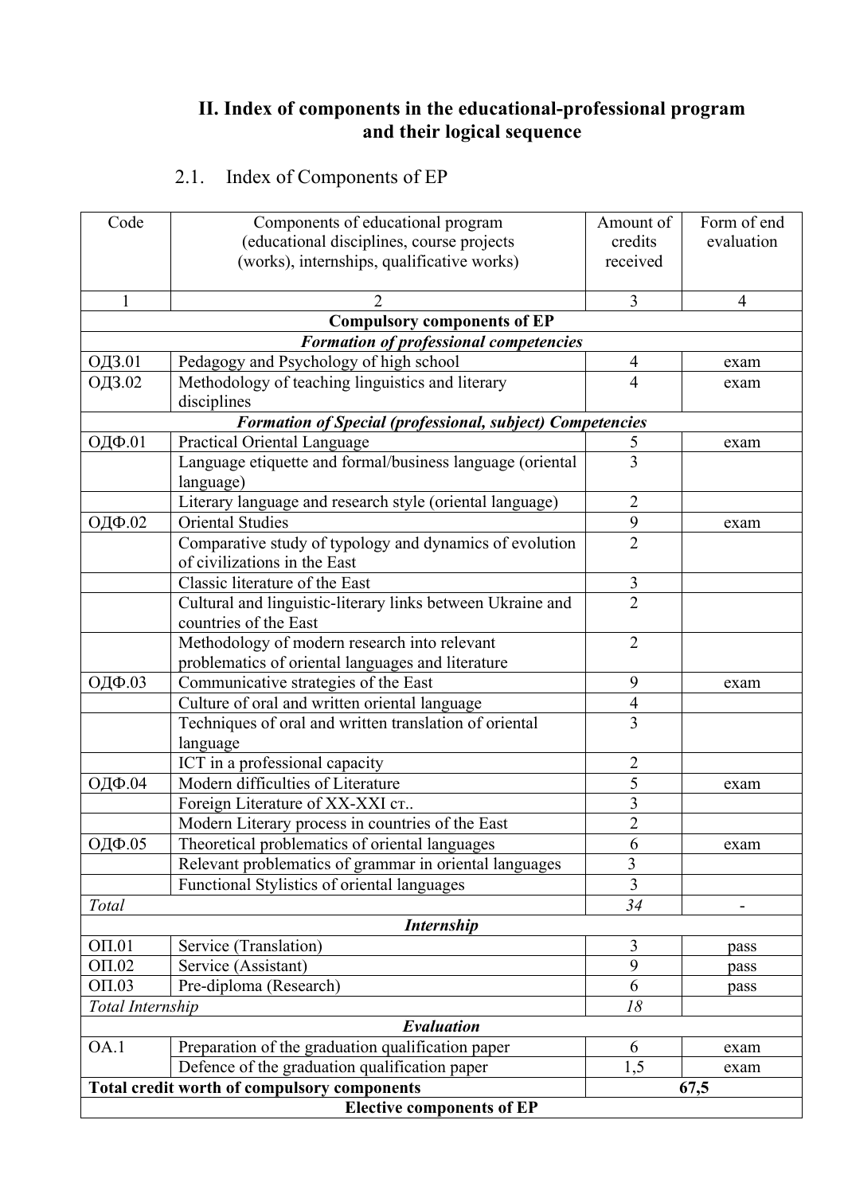## II. Index of components in the educational-professional program and their logical sequence

### 2.1. Index of Components of EP

| Code | Components of educational program (educational disciplines, course projects (works), internships, qualificative works) | Amount of credits received | Form of end evaluation |
|---|---|---|---|
| 1 | 2 | 3 | 4 |
| **Compulsory components of EP** | | | |
| ***Formation of professional competencies*** | | | |
| ОДЗ.01 | Pedagogy and Psychology of high school | 4 | exam |
| ОДЗ.02 | Methodology of teaching linguistics and literary disciplines | 4 | exam |
| ***Formation of Special (professional, subject) Competencies*** | | | |
| ОДФ.01 | Practical Oriental Language | 5 | exam |
| | Language etiquette and formal/business language (oriental language) | 3 | |
| | Literary language and research style (oriental language) | 2 | |
| ОДФ.02 | Oriental Studies | 9 | exam |
| | Comparative study of typology and dynamics of evolution of civilizations in the East | 2 | |
| | Classic literature of the East | 3 | |
| | Cultural and linguistic-literary links between Ukraine and countries of the East | 2 | |
| | Methodology of modern research into relevant problematics of oriental languages and literature | 2 | |
| ОДФ.03 | Communicative strategies of the East | 9 | exam |
| | Culture of oral and written oriental language | 4 | |
| | Techniques of oral and written translation of oriental language | 3 | |
| | ICT in a professional capacity | 2 | |
| ОДФ.04 | Modern difficulties of Literature | 5 | exam |
| | Foreign Literature of XX-XXI ст.. | 3 | |
| | Modern Literary process in countries of the East | 2 | |
| ОДФ.05 | Theoretical problematics of oriental languages | 6 | exam |
| | Relevant problematics of grammar in oriental languages | 3 | |
| | Functional Stylistics of oriental languages | 3 | |
| *Total* | | *34* | - |
| ***Internship*** | | | |
| ОП.01 | Service (Translation) | 3 | pass |
| ОП.02 | Service (Assistant) | 9 | pass |
| ОП.03 | Pre-diploma (Research) | 6 | pass |
| *Total Internship* | | *18* | |
| ***Evaluation*** | | | |
| ОА.1 | Preparation of the graduation qualification paper | 6 | exam |
| | Defence of the graduation qualification paper | 1,5 | exam |
| **Total credit worth of compulsory components** | | **67,5** | |
| **Elective components of EP** | | | |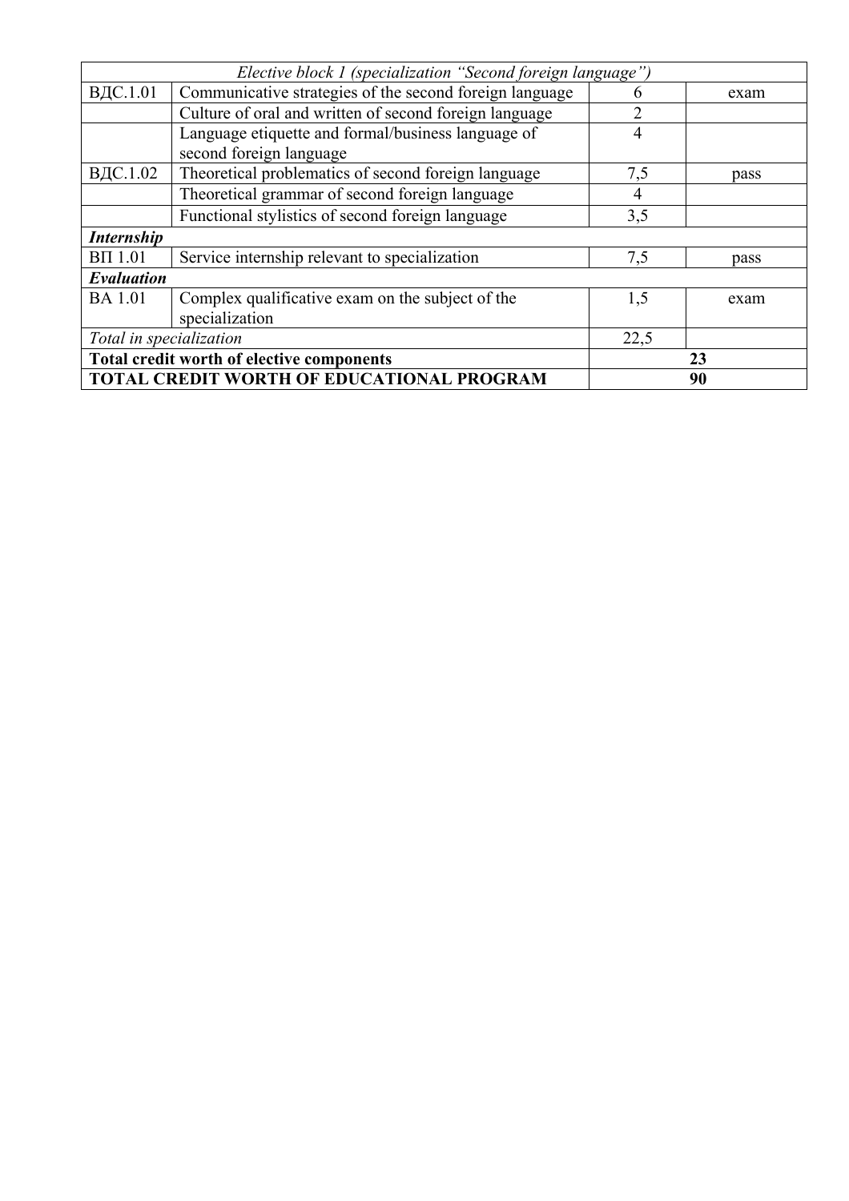| *Elective block 1 (specialization "Second foreign language")* | | | |
|---|---|---|---|
| ВДС.1.01 | Communicative strategies of the second foreign language | 6 | exam |
| | Culture of oral and written of second foreign language | 2 | |
| | Language etiquette and formal/business language of second foreign language | 4 | |
| ВДС.1.02 | Theoretical problematics of second foreign language | 7,5 | pass |
| | Theoretical grammar of second foreign language | 4 | |
| | Functional stylistics of second foreign language | 3,5 | |
| ***Internship*** | | | |
| ВП 1.01 | Service internship relevant to specialization | 7,5 | pass |
| ***Evaluation*** | | | |
| ВА 1.01 | Complex qualificative exam on the subject of the specialization | 1,5 | exam |
| *Total in specialization* | | 22,5 | |
| **Total credit worth of elective components** | | **23** | |
| **TOTAL CREDIT WORTH OF EDUCATIONAL PROGRAM** | | **90** | |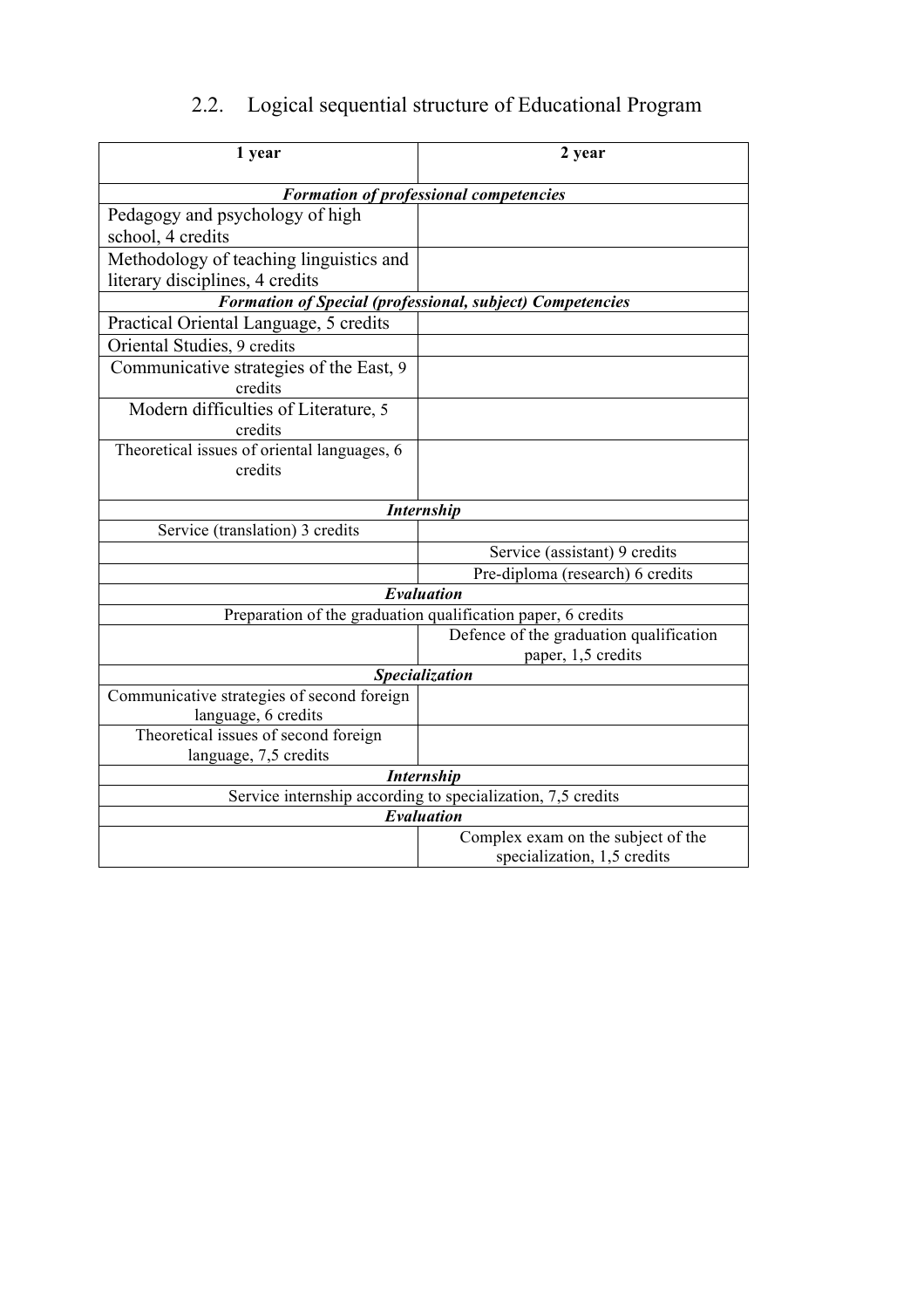## 2.2. Logical sequential structure of Educational Program

| 1 year | 2 year |
|---|---|
| ***Formation of professional competencies*** | |
| Pedagogy and psychology of high school, 4 credits | |
| Methodology of teaching linguistics and literary disciplines, 4 credits | |
| ***Formation of Special (professional, subject) Competencies*** | |
| Practical Oriental Language, 5 credits | |
| Oriental Studies, 9 credits | |
| Communicative strategies of the East, 9 credits | |
| Modern difficulties of Literature, 5 credits | |
| Theoretical issues of oriental languages, 6 credits | |
| ***Internship*** | |
| Service (translation) 3 credits | |
| | Service (assistant) 9 credits |
| | Pre-diploma (research) 6 credits |
| ***Evaluation*** | |
| Preparation of the graduation qualification paper, 6 credits | |
| | Defence of the graduation qualification paper, 1,5 credits |
| ***Specialization*** | |
| Communicative strategies of second foreign language, 6 credits | |
| Theoretical issues of second foreign language, 7,5 credits | |
| ***Internship*** | |
| Service internship according to specialization, 7,5 credits | |
| ***Evaluation*** | |
| | Complex exam on the subject of the specialization, 1,5 credits |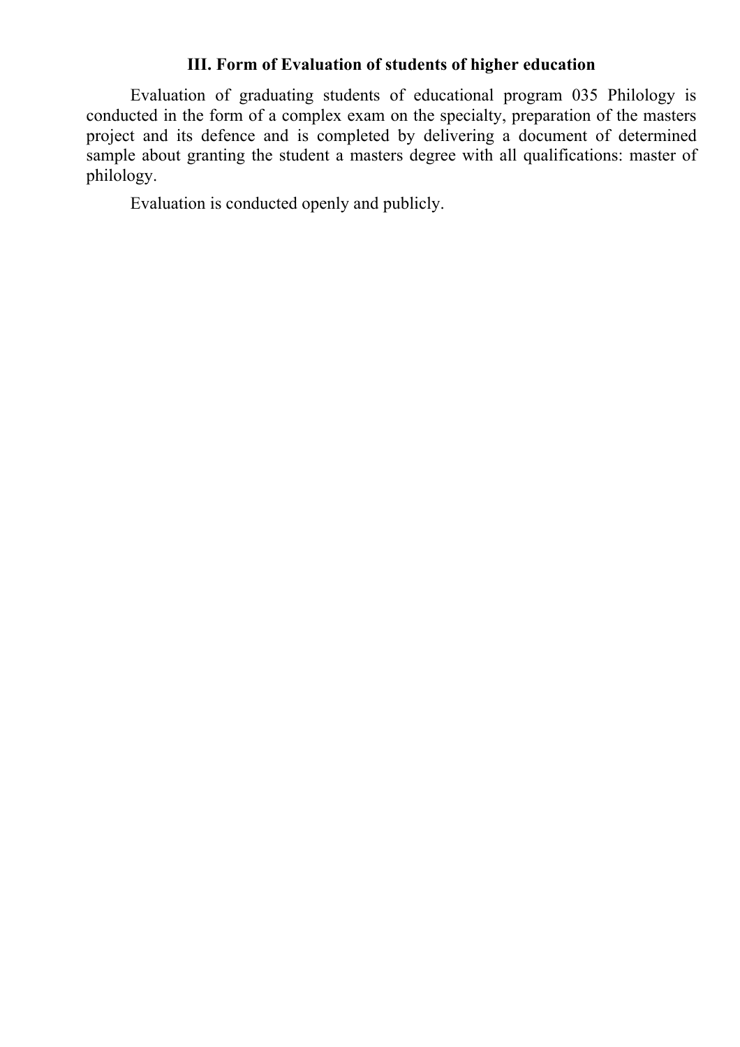## III. Form of Evaluation of students of higher education

Evaluation of graduating students of educational program 035 Philology is conducted in the form of a complex exam on the specialty, preparation of the masters project and its defence and is completed by delivering a document of determined sample about granting the student a masters degree with all qualifications: master of philology.

Evaluation is conducted openly and publicly.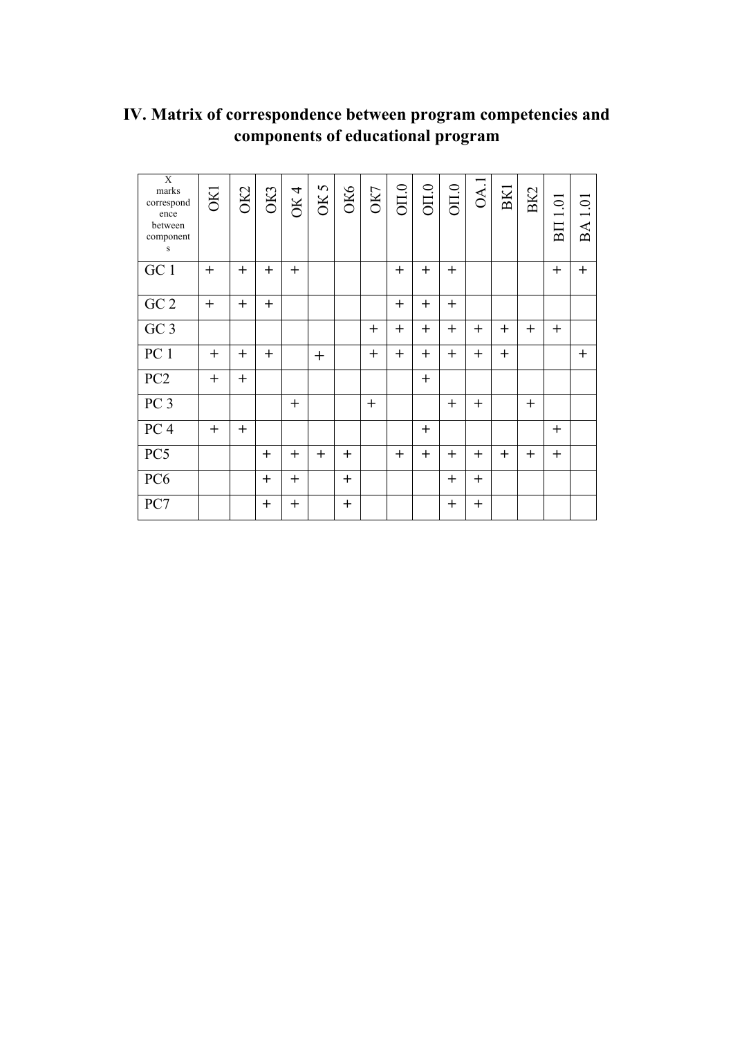## IV. Matrix of correspondence between program competencies and components of educational program

| X marks correspondence between components | ОК1 | ОК2 | ОК3 | ОК 4 | ОК 5 | ОК6 | ОК7 | ОП.0 | ОП.0 | ОП.0 | ОА.1 | ВК1 | ВК2 | ВП 1.01 | ВА 1.01 |
|---|---|---|---|---|---|---|---|---|---|---|---|---|---|---|---|
| GC 1 | + | + | + | + | | | | + | + | + | | | | + | + |
| GC 2 | + | + | + | | | | | + | + | + | | | | | |
| GC 3 | | | | | | | + | + | + | + | + | + | + | + | |
| PC 1 | + | + | + | | + | | + | + | + | + | + | + | | | + |
| PC2 | + | + | | | | | | | + | | | | | | |
| PC 3 | | | | + | | | + | | | + | + | | + | | |
| PC 4 | + | + | | | | | | | + | | | | | + | |
| PC5 | | | + | + | + | + | | + | + | + | + | + | + | + | |
| PC6 | | | + | + | | + | | | | + | + | | | | |
| PC7 | | | + | + | | + | | | | + | + | | | | |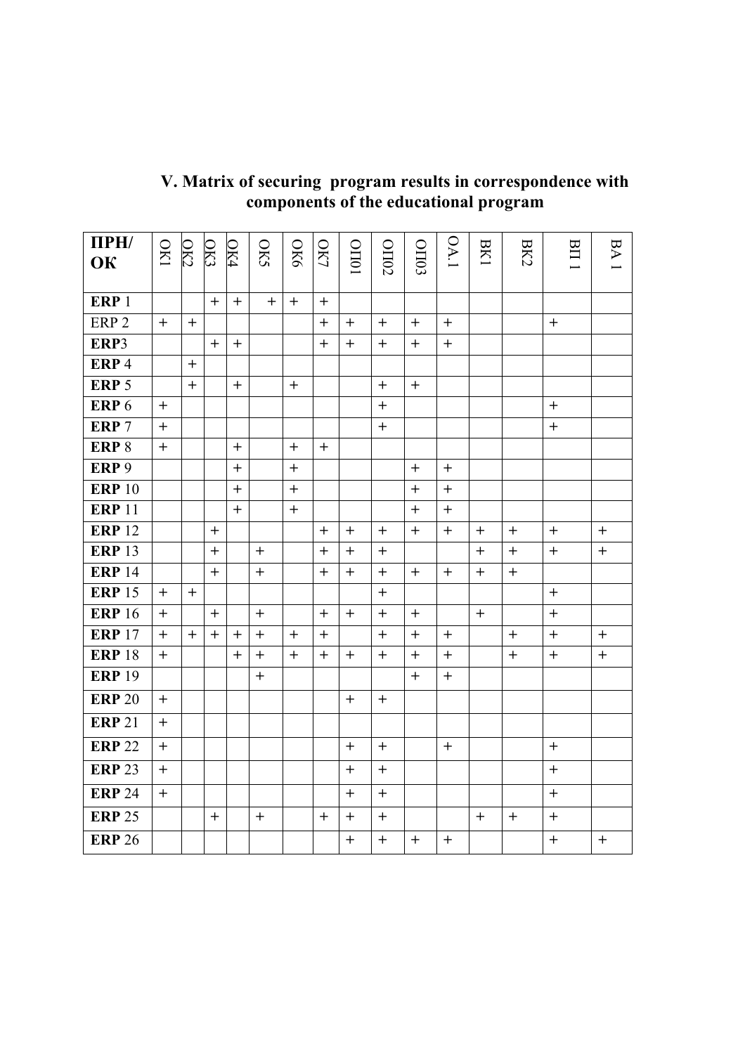## V. Matrix of securing program results in correspondence with components of the educational program

| ПРН/ ОК | ОК1 | ОК2 | ОК3 | ОК4 | ОК5 | ОК6 | ОК7 | ОП01 | ОП02 | ОП03 | ОА.1 | ВК1 | ВК2 | ВП 1 | ВА 1 |
|---|---|---|---|---|---|---|---|---|---|---|---|---|---|---|---|
| **ERP** 1 | | | + | + | + | + | + | | | | | | | | |
| ERP 2 | + | + | | | | | + | + | + | + | + | | | + | |
| **ERP**3 | | | + | + | | | + | + | + | + | + | | | | |
| **ERP** 4 | | + | | | | | | | | | | | | | |
| **ERP** 5 | | + | | + | | + | | | + | + | | | | | |
| **ERP** 6 | + | | | | | | | | + | | | | | + | |
| **ERP** 7 | + | | | | | | | | + | | | | | + | |
| **ERP** 8 | + | | | + | | + | + | | | | | | | | |
| **ERP** 9 | | | | + | | + | | | | + | + | | | | |
| **ERP** 10 | | | | + | | + | | | | + | + | | | | |
| **ERP** 11 | | | | + | | + | | | | + | + | | | | |
| **ERP** 12 | | | + | | | | + | + | + | + | + | + | + | + | + |
| **ERP** 13 | | | + | | + | | + | + | + | | | + | + | + | + |
| **ERP** 14 | | | + | | + | | + | + | + | + | + | + | + | | |
| **ERP** 15 | + | + | | | | | | | + | | | | | + | |
| **ERP** 16 | + | | + | | + | | + | + | + | + | | + | | + | |
| **ERP** 17 | + | + | + | + | + | + | + | | + | + | + | | + | + | + |
| **ERP** 18 | + | | | + | + | + | + | + | + | + | + | | + | + | + |
| **ERP** 19 | | | | | + | | | | | + | + | | | | |
| **ERP** 20 | + | | | | | | | + | + | | | | | | |
| **ERP** 21 | + | | | | | | | | | | | | | | |
| **ERP** 22 | + | | | | | | | + | + | | + | | | + | |
| **ERP** 23 | + | | | | | | | + | + | | | | | + | |
| **ERP** 24 | + | | | | | | | + | + | | | | | + | |
| **ERP** 25 | | | + | | + | | + | + | + | | | + | + | + | |
| **ERP** 26 | | | | | | | | + | + | + | + | | | + | + |